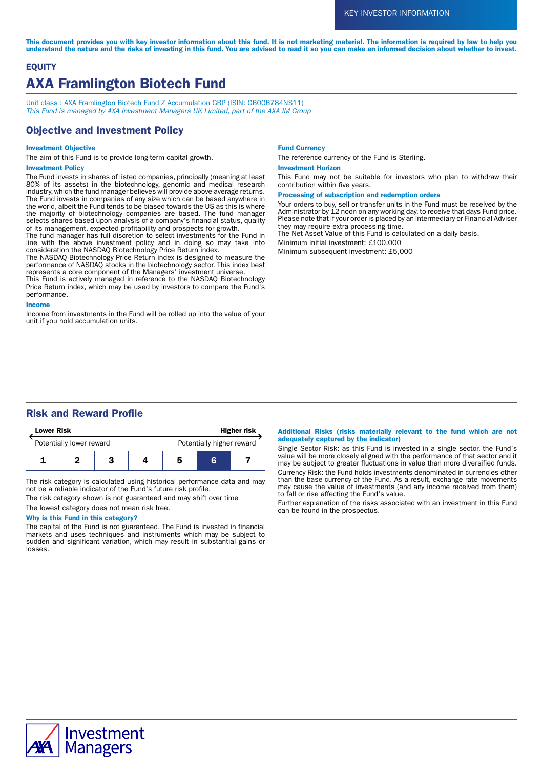KEY INVESTOR INFORMATION

**This document provides you with key investor information about this fund. It is not marketing material. The information is required by law to help you understand the nature and the risks of investing in this fund. You are advised to read it so you can make an informed decision about whether to invest.**

**EQUITY**

# AXA Framlington Biotech Fund

Unit class : AXA Framlington Biotech Fund Z Accumulation GBP (ISIN: GB00B784NS11)
*This Fund is managed by AXA Investment Managers UK Limited, part of the AXA IM Group*

## Objective and Investment Policy

### Investment Objective

The aim of this Fund is to provide long-term capital growth.

### Investment Policy

The Fund invests in shares of listed companies, principally (meaning at least 80% of its assets) in the biotechnology, genomic and medical research industry, which the fund manager believes will provide above-average returns. The Fund invests in companies of any size which can be based anywhere in the world, albeit the Fund tends to be biased towards the US as this is where the majority of biotechnology companies are based. The fund manager selects shares based upon analysis of a company's financial status, quality of its management, expected profitability and prospects for growth.
The fund manager has full discretion to select investments for the Fund in line with the above investment policy and in doing so may take into consideration the NASDAQ Biotechnology Price Return index.
The NASDAQ Biotechnology Price Return index is designed to measure the performance of NASDAQ stocks in the biotechnology sector. This index best represents a core component of the Managers' investment universe.
This Fund is actively managed in reference to the NASDAQ Biotechnology Price Return index, which may be used by investors to compare the Fund's performance.

### Income

Income from investments in the Fund will be rolled up into the value of your unit if you hold accumulation units.

### Fund Currency

The reference currency of the Fund is Sterling.

### Investment Horizon

This Fund may not be suitable for investors who plan to withdraw their contribution within five years.

### Processing of subscription and redemption orders

Your orders to buy, sell or transfer units in the Fund must be received by the Administrator by 12 noon on any working day, to receive that days Fund price. Please note that if your order is placed by an intermediary or Financial Adviser they may require extra processing time.
The Net Asset Value of this Fund is calculated on a daily basis.

Minimum initial investment: £100,000

Minimum subsequent investment: £5,000

## Risk and Reward Profile

| Lower Risk | | | | | | Higher risk |
|---|---|---|---|---|---|---|
| Potentially lower reward | | | | | | Potentially higher reward |
| 1 | 2 | 3 | 4 | 5 | **6** | 7 |

The risk category is calculated using historical performance data and may not be a reliable indicator of the Fund's future risk profile.

The risk category shown is not guaranteed and may shift over time

The lowest category does not mean risk free.

### Why is this Fund in this category?

The capital of the Fund is not guaranteed. The Fund is invested in financial markets and uses techniques and instruments which may be subject to sudden and significant variation, which may result in substantial gains or losses.

### Additional Risks (risks materially relevant to the fund which are not adequately captured by the indicator)

Single Sector Risk: as this Fund is invested in a single sector, the Fund's value will be more closely aligned with the performance of that sector and it may be subject to greater fluctuations in value than more diversified funds.

Currency Risk: the Fund holds investments denominated in currencies other than the base currency of the Fund. As a result, exchange rate movements may cause the value of investments (and any income received from them) to fall or rise affecting the Fund's value.

Further explanation of the risks associated with an investment in this Fund can be found in the prospectus.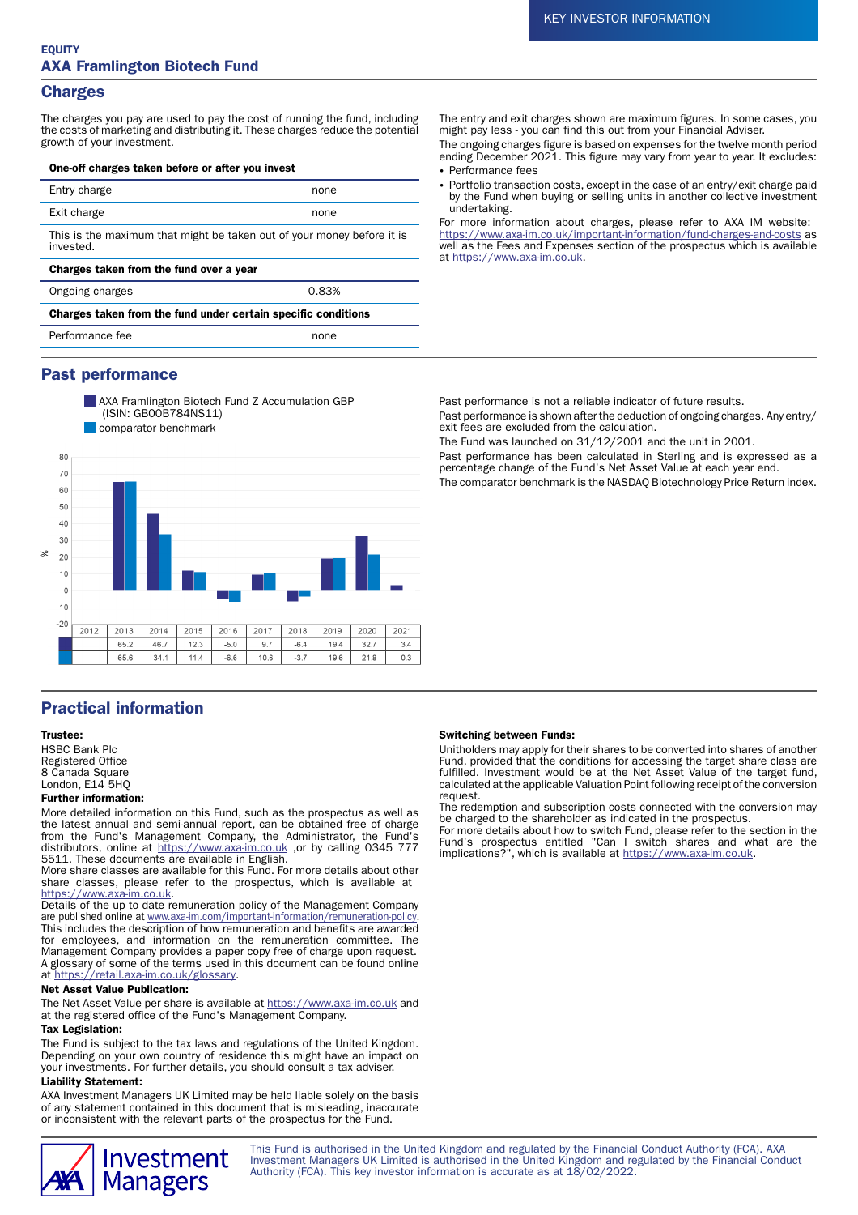## Charges

The charges you pay are used to pay the cost of running the fund, including the costs of marketing and distributing it. These charges reduce the potential growth of your investment.

| One-off charges taken before or after you invest | |
|---|---|
| Entry charge | none |
| Exit charge | none |
| This is the maximum that might be taken out of your money before it is invested. | |
| **Charges taken from the fund over a year** | |
| Ongoing charges | 0.83% |
| **Charges taken from the fund under certain specific conditions** | |
| Performance fee | none |

The entry and exit charges shown are maximum figures. In some cases, you might pay less - you can find this out from your Financial Adviser.

The ongoing charges figure is based on expenses for the twelve month period ending December 2021. This figure may vary from year to year. It excludes:

- Performance fees
- Portfolio transaction costs, except in the case of an entry/exit charge paid by the Fund when buying or selling units in another collective investment undertaking.

For more information about charges, please refer to AXA IM website: https://www.axa-im.co.uk/important-information/fund-charges-and-costs as well as the Fees and Expenses section of the prospectus which is available at https://www.axa-im.co.uk.

## Past performance

AXA Framlington Biotech Fund Z Accumulation GBP (ISIN: GB00B784NS11)

comparator benchmark

%

80
70
60
50
40
30
20
10
0
-10
-20

2012 2013 2014 2015 2016 2017 2018 2019 2020 2021

65.2 46.7 12.3 -5.0 9.7 -6.4 19.4 32.7 3.4

65.6 34.1 11.4 -6.6 10.6 -3.7 19.6 21.8 0.3

Past performance is not a reliable indicator of future results.

Past performance is shown after the deduction of ongoing charges. Any entry/exit fees are excluded from the calculation.

The Fund was launched on 31/12/2001 and the unit in 2001.

Past performance has been calculated in Sterling and is expressed as a percentage change of the Fund's Net Asset Value at each year end.

The comparator benchmark is the NASDAQ Biotechnology Price Return index.

## Practical information

**Trustee:**

HSBC Bank Plc
Registered Office
8 Canada Square
London, E14 5HQ

**Further information:**

More detailed information on this Fund, such as the prospectus as well as the latest annual and semi-annual report, can be obtained free of charge from the Fund's Management Company, the Administrator, the Fund's distributors, online at https://www.axa-im.co.uk ,or by calling 0345 777 5511. These documents are available in English.

More share classes are available for this Fund. For more details about other share classes, please refer to the prospectus, which is available at https://www.axa-im.co.uk.

Details of the up to date remuneration policy of the Management Company are published online at www.axa-im.com/important-information/remuneration-policy. This includes the description of how remuneration and benefits are awarded for employees, and information on the remuneration committee. The Management Company provides a paper copy free of charge upon request.

A glossary of some of the terms used in this document can be found online at https://retail.axa-im.co.uk/glossary.

**Net Asset Value Publication:**

The Net Asset Value per share is available at https://www.axa-im.co.uk and at the registered office of the Fund's Management Company.

**Tax Legislation:**

The Fund is subject to the tax laws and regulations of the United Kingdom. Depending on your own country of residence this might have an impact on your investments. For further details, you should consult a tax adviser.

**Liability Statement:**

AXA Investment Managers UK Limited may be held liable solely on the basis of any statement contained in this document that is misleading, inaccurate or inconsistent with the relevant parts of the prospectus for the Fund.

**Switching between Funds:**

Unitholders may apply for their shares to be converted into shares of another Fund, provided that the conditions for accessing the target share class are fulfilled. Investment would be at the Net Asset Value of the target fund, calculated at the applicable Valuation Point following receipt of the conversion request.

The redemption and subscription costs connected with the conversion may be charged to the shareholder as indicated in the prospectus.

For more details about how to switch Fund, please refer to the section in the Fund's prospectus entitled "Can I switch shares and what are the implications?", which is available at https://www.axa-im.co.uk.

This Fund is authorised in the United Kingdom and regulated by the Financial Conduct Authority (FCA). AXA Investment Managers UK Limited is authorised in the United Kingdom and regulated by the Financial Conduct Authority (FCA). This key investor information is accurate as at 18/02/2022.